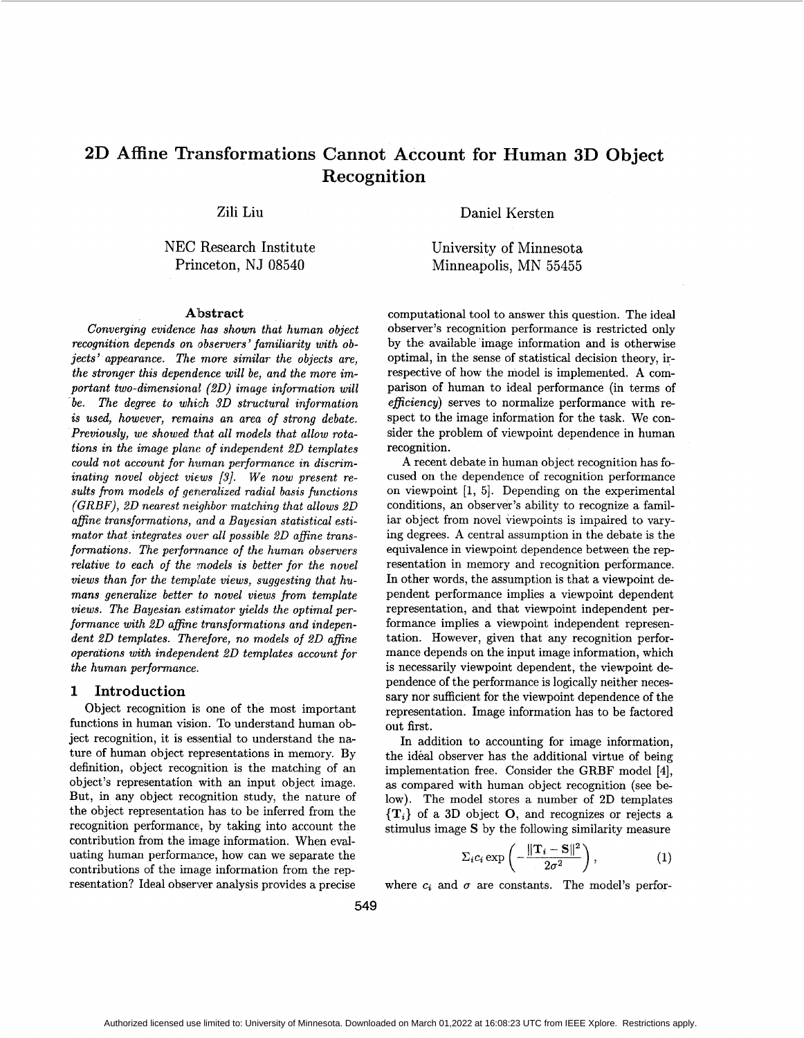# 2D Affine Transformations Cannot Account for Human 3D Object Recognition

Zili Liu
NEC Research Institute
Princeton, NJ 08540

Daniel Kersten
University of Minnesota
Minneapolis, MN 55455

## Abstract

*Converging evidence has shown that human object recognition depends on observers' familiarity with objects' appearance. The more similar the objects are, the stronger this dependence will be, and the more important two-dimensional (2D) image information will be. The degree to which 3D structural information is used, however, remains an area of strong debate. Previously, we showed that all models that allow rotations in the image plane of independent 2D templates could not account for human performance in discriminating novel object views [3]. We now present results from models of generalized radial basis functions (GRBF), 2D nearest neighbor matching that allows 2D affine transformations, and a Bayesian statistical estimator that integrates over all possible 2D affine transformations. The performance of the human observers relative to each of the models is better for the novel views than for the template views, suggesting that humans generalize better to novel views from template views. The Bayesian estimator yields the optimal performance with 2D affine transformations and independent 2D templates. Therefore, no models of 2D affine operations with independent 2D templates account for the human performance.*

## 1 Introduction

Object recognition is one of the most important functions in human vision. To understand human object recognition, it is essential to understand the nature of human object representations in memory. By definition, object recognition is the matching of an object's representation with an input object image. But, in any object recognition study, the nature of the object representation has to be inferred from the recognition performance, by taking into account the contribution from the image information. When evaluating human performance, how can we separate the contributions of the image information from the representation? Ideal observer analysis provides a precise computational tool to answer this question. The ideal observer's recognition performance is restricted only by the available image information and is otherwise optimal, in the sense of statistical decision theory, irrespective of how the model is implemented. A comparison of human to ideal performance (in terms of *efficiency*) serves to normalize performance with respect to the image information for the task. We consider the problem of viewpoint dependence in human recognition.

A recent debate in human object recognition has focused on the dependence of recognition performance on viewpoint [1, 5]. Depending on the experimental conditions, an observer's ability to recognize a familiar object from novel viewpoints is impaired to varying degrees. A central assumption in the debate is the equivalence in viewpoint dependence between the representation in memory and recognition performance. In other words, the assumption is that a viewpoint dependent performance implies a viewpoint dependent representation, and that viewpoint independent performance implies a viewpoint independent representation. However, given that any recognition performance depends on the input image information, which is necessarily viewpoint dependent, the viewpoint dependence of the performance is logically neither necessary nor sufficient for the viewpoint dependence of the representation. Image information has to be factored out first.

In addition to accounting for image information, the ideal observer has the additional virtue of being implementation free. Consider the GRBF model [4], as compared with human object recognition (see below). The model stores a number of 2D templates $\{\mathbf{T}_i\}$ of a 3D object $\mathbf{O}$, and recognizes or rejects a stimulus image $\mathbf{S}$ by the following similarity measure

$$\Sigma_i c_i \exp\left(-\frac{\|\mathbf{T}_i - \mathbf{S}\|^2}{2\sigma^2}\right), \tag{1}$$

where $c_i$ and $\sigma$ are constants. The model's perfor-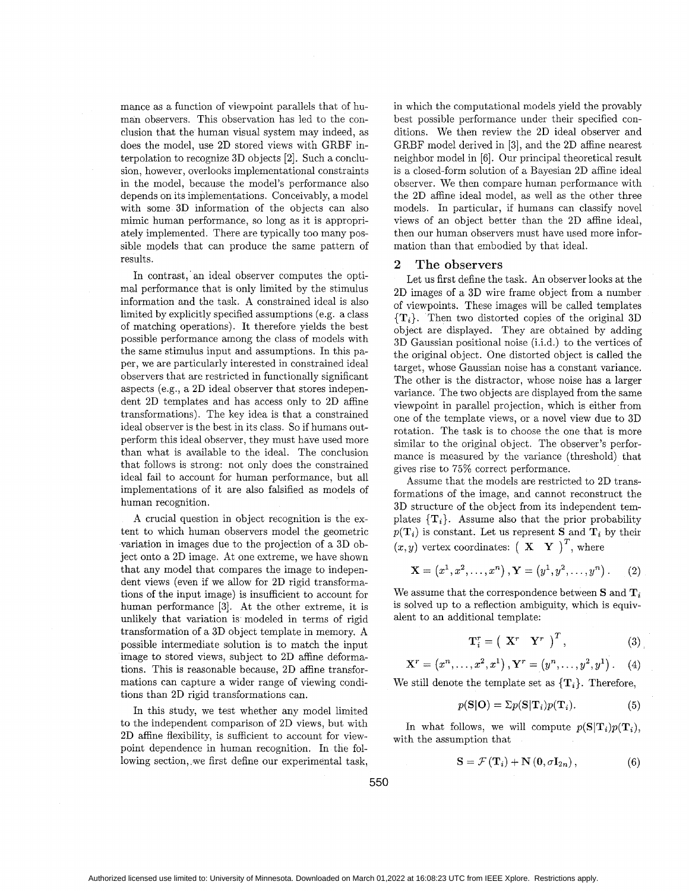mance as a function of viewpoint parallels that of human observers. This observation has led to the conclusion that the human visual system may indeed, as does the model, use 2D stored views with GRBF interpolation to recognize 3D objects [2]. Such a conclusion, however, overlooks implementational constraints in the model, because the model's performance also depends on its implementations. Conceivably, a model with some 3D information of the objects can also mimic human performance, so long as it is appropriately implemented. There are typically too many possible models that can produce the same pattern of results.

In contrast, an ideal observer computes the optimal performance that is only limited by the stimulus information and the task. A constrained ideal is also limited by explicitly specified assumptions (e.g. a class of matching operations). It therefore yields the best possible performance among the class of models with the same stimulus input and assumptions. In this paper, we are particularly interested in constrained ideal observers that are restricted in functionally significant aspects (e.g., a 2D ideal observer that stores independent 2D templates and has access only to 2D affine transformations). The key idea is that a constrained ideal observer is the best in its class. So if humans outperform this ideal observer, they must have used more than what is available to the ideal. The conclusion that follows is strong: not only does the constrained ideal fail to account for human performance, but all implementations of it are also falsified as models of human recognition.

A crucial question in object recognition is the extent to which human observers model the geometric variation in images due to the projection of a 3D object onto a 2D image. At one extreme, we have shown that any model that compares the image to independent views (even if we allow for 2D rigid transformations of the input image) is insufficient to account for human performance [3]. At the other extreme, it is unlikely that variation is modeled in terms of rigid transformation of a 3D object template in memory. A possible intermediate solution is to match the input image to stored views, subject to 2D affine deformations. This is reasonable because, 2D affine transformations can capture a wider range of viewing conditions than 2D rigid transformations can.

In this study, we test whether any model limited to the independent comparison of 2D views, but with 2D affine flexibility, is sufficient to account for viewpoint dependence in human recognition. In the following section, we first define our experimental task, in which the computational models yield the provably best possible performance under their specified conditions. We then review the 2D ideal observer and GRBF model derived in [3], and the 2D affine nearest neighbor model in [6]. Our principal theoretical result is a closed-form solution of a Bayesian 2D affine ideal observer. We then compare human performance with the 2D affine ideal model, as well as the other three models. In particular, if humans can classify novel views of an object better than the 2D affine ideal, then our human observers must have used more information than that embodied by that ideal.

## 2 The observers

Let us first define the task. An observer looks at the 2D images of a 3D wire frame object from a number of viewpoints. These images will be called templates $\{\mathbf{T}_i\}$. Then two distorted copies of the original 3D object are displayed. They are obtained by adding 3D Gaussian positional noise (i.i.d.) to the vertices of the original object. One distorted object is called the target, whose Gaussian noise has a constant variance. The other is the distractor, whose noise has a larger variance. The two objects are displayed from the same viewpoint in parallel projection, which is either from one of the template views, or a novel view due to 3D rotation. The task is to choose the one that is more similar to the original object. The observer's performance is measured by the variance (threshold) that gives rise to 75% correct performance.

Assume that the models are restricted to 2D transformations of the image, and cannot reconstruct the 3D structure of the object from its independent templates $\{\mathbf{T}_i\}$. Assume also that the prior probability $p(\mathbf{T}_i)$ is constant. Let us represent $\mathbf{S}$ and $\mathbf{T}_i$ by their $(x, y)$ vertex coordinates: $\begin{pmatrix} \mathbf{X} & \mathbf{Y} \end{pmatrix}^T$, where

$$\mathbf{X} = \left(x^1, x^2, \ldots, x^n\right), \mathbf{Y} = \left(y^1, y^2, \ldots, y^n\right). \quad (2)$$

We assume that the correspondence between $\mathbf{S}$ and $\mathbf{T}_i$ is solved up to a reflection ambiguity, which is equivalent to an additional template:

$$\mathbf{T}_i^r = \begin{pmatrix} \mathbf{X}^r & \mathbf{Y}^r \end{pmatrix}^T, \quad (3)$$

$$\mathbf{X}^r = \left(x^n, \ldots, x^2, x^1\right), \mathbf{Y}^r = \left(y^n, \ldots, y^2, y^1\right). \quad (4)$$

We still denote the template set as $\{\mathbf{T}_i\}$. Therefore,

$$p(\mathbf{S}|\mathbf{O}) = \Sigma p(\mathbf{S}|\mathbf{T}_i) p(\mathbf{T}_i). \quad (5)$$

In what follows, we will compute $p(\mathbf{S}|\mathbf{T}_i)p(\mathbf{T}_i)$, with the assumption that

$$\mathbf{S} = \mathcal{F}(\mathbf{T}_i) + \mathbf{N}(\mathbf{0}, \sigma \mathbf{I}_{2n}), \quad (6)$$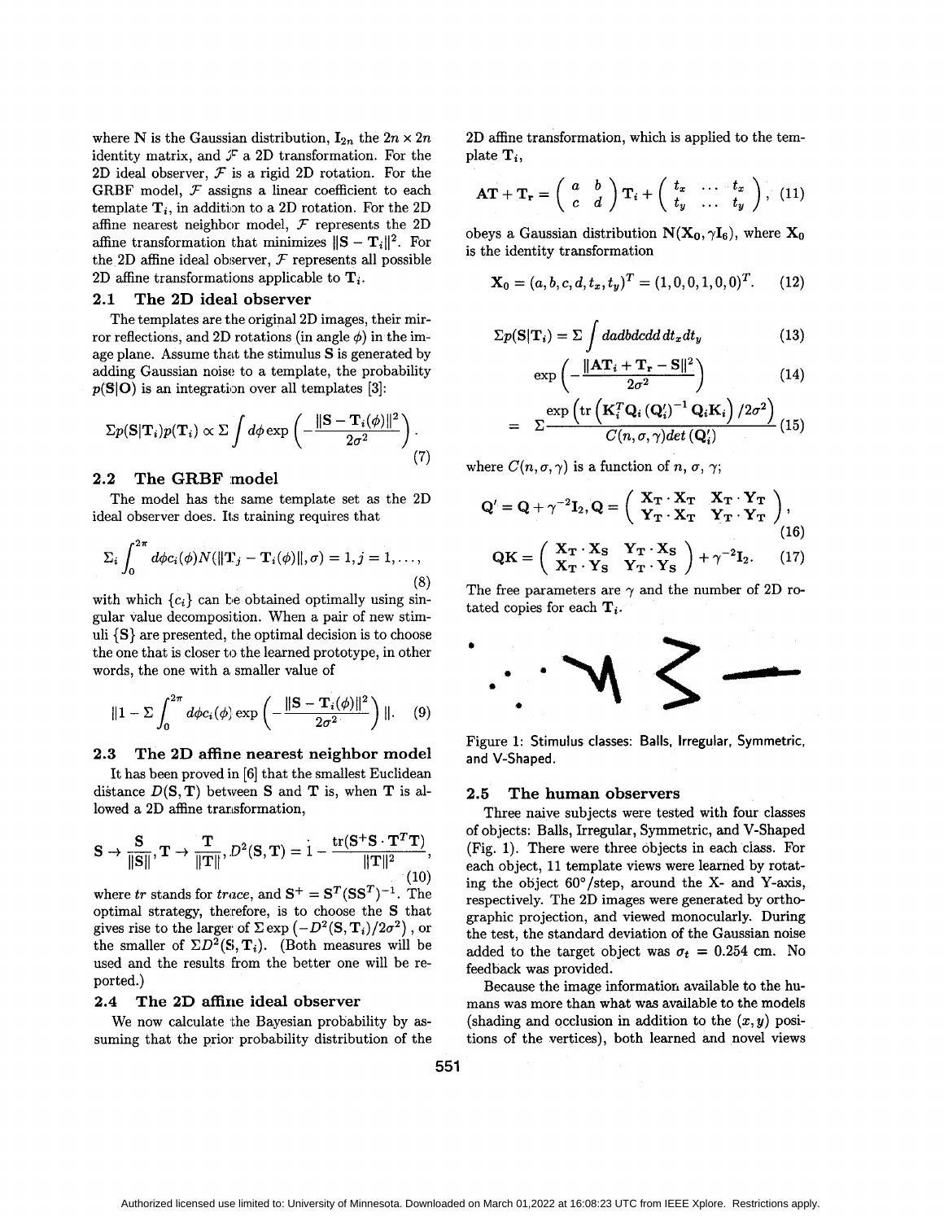where N is the Gaussian distribution, $\mathbf{I}_{2n}$ the $2n \times 2n$ identity matrix, and $\mathcal{F}$ a 2D transformation. For the 2D ideal observer, $\mathcal{F}$ is a rigid 2D rotation. For the GRBF model, $\mathcal{F}$ assigns a linear coefficient to each template $\mathbf{T}_i$, in addition to a 2D rotation. For the 2D affine nearest neighbor model, $\mathcal{F}$ represents the 2D affine transformation that minimizes $\|\mathbf{S} - \mathbf{T}_i\|^2$. For the 2D affine ideal observer, $\mathcal{F}$ represents all possible 2D affine transformations applicable to $\mathbf{T}_i$.

### 2.1 The 2D ideal observer

The templates are the original 2D images, their mirror reflections, and 2D rotations (in angle $\phi$) in the image plane. Assume that the stimulus $\mathbf{S}$ is generated by adding Gaussian noise to a template, the probability $p(\mathbf{S}|\mathbf{O})$ is an integration over all templates [3]:

$$\Sigma p(\mathbf{S}|\mathbf{T}_i)p(\mathbf{T}_i) \propto \Sigma \int d\phi \exp\left(-\frac{\|\mathbf{S} - \mathbf{T}_i(\phi)\|^2}{2\sigma^2}\right). \tag{7}$$

### 2.2 The GRBF model

The model has the same template set as the 2D ideal observer does. Its training requires that

$$\Sigma_i \int_0^{2\pi} d\phi c_i(\phi) N(\|\mathbf{T}_j - \mathbf{T}_i(\phi)\|, \sigma) = 1, j = 1, \ldots, \tag{8}$$

with which $\{c_i\}$ can be obtained optimally using singular value decomposition. When a pair of new stimuli $\{\mathbf{S}\}$ are presented, the optimal decision is to choose the one that is closer to the learned prototype, in other words, the one with a smaller value of

$$\|1 - \Sigma \int_0^{2\pi} d\phi c_i(\phi) \exp\left(-\frac{\|\mathbf{S} - \mathbf{T}_i(\phi)\|^2}{2\sigma^2}\right)\|. \tag{9}$$

### 2.3 The 2D affine nearest neighbor model

It has been proved in [6] that the smallest Euclidean distance $D(\mathbf{S}, \mathbf{T})$ between $\mathbf{S}$ and $\mathbf{T}$ is, when $\mathbf{T}$ is allowed a 2D affine transformation,

$$\mathbf{S} \rightarrow \frac{\mathbf{S}}{\|\mathbf{S}\|}, \mathbf{T} \rightarrow \frac{\mathbf{T}}{\|\mathbf{T}\|}, D^2(\mathbf{S}, \mathbf{T}) = 1 - \frac{\mathrm{tr}(\mathbf{S}^+\mathbf{S} \cdot \mathbf{T}^T\mathbf{T})}{\|\mathbf{T}\|^2}, \tag{10}$$

where $tr$ stands for $trace$, and $\mathbf{S}^+ = \mathbf{S}^T(\mathbf{S}\mathbf{S}^T)^{-1}$. The optimal strategy, therefore, is to choose the $\mathbf{S}$ that gives rise to the larger of $\Sigma \exp\left(-D^2(\mathbf{S}, \mathbf{T}_i)/2\sigma^2\right)$, or the smaller of $\Sigma D^2(\mathbf{S}, \mathbf{T}_i)$. (Both measures will be used and the results from the better one will be reported.)

### 2.4 The 2D affine ideal observer

We now calculate the Bayesian probability by assuming that the prior probability distribution of the 2D affine transformation, which is applied to the template $\mathbf{T}_i$,

$$\mathbf{A}\mathbf{T} + \mathbf{T_r} = \begin{pmatrix} a & b \\ c & d \end{pmatrix} \mathbf{T}_i + \begin{pmatrix} t_x & \cdots & t_x \\ t_y & \cdots & t_y \end{pmatrix}, \tag{11}$$

obeys a Gaussian distribution $\mathbf{N}(\mathbf{X_0}, \gamma\mathbf{I}_6)$, where $\mathbf{X_0}$ is the identity transformation

$$\mathbf{X}_0 = (a, b, c, d, t_x, t_y)^T = (1, 0, 0, 1, 0, 0)^T. \tag{12}$$

$$\Sigma p(\mathbf{S}|\mathbf{T}_i) = \Sigma \int da db dc dd\, dt_x dt_y \tag{13}$$

$$\exp\left(-\frac{\|\mathbf{A}\mathbf{T}_i + \mathbf{T_r} - \mathbf{S}\|^2}{2\sigma^2}\right) \tag{14}$$

$$= \Sigma \frac{\exp\left(\mathrm{tr}\left(\mathbf{K}_i^T \mathbf{Q}_i \left(\mathbf{Q}_i'\right)^{-1} \mathbf{Q}_i \mathbf{K}_i\right) / 2\sigma^2\right)}{C(n, \sigma, \gamma) det\left(\mathbf{Q}_i'\right)} \tag{15}$$

where $C(n, \sigma, \gamma)$ is a function of $n$, $\sigma$, $\gamma$;

$$\mathbf{Q}' = \mathbf{Q} + \gamma^{-2}\mathbf{I}_2, \mathbf{Q} = \begin{pmatrix} \mathbf{X_T} \cdot \mathbf{X_T} & \mathbf{X_T} \cdot \mathbf{Y_T} \\ \mathbf{Y_T} \cdot \mathbf{X_T} & \mathbf{Y_T} \cdot \mathbf{Y_T} \end{pmatrix}, \tag{16}$$

$$\mathbf{Q}\mathbf{K} = \begin{pmatrix} \mathbf{X_T} \cdot \mathbf{X_S} & \mathbf{Y_T} \cdot \mathbf{X_S} \\ \mathbf{X_T} \cdot \mathbf{Y_S} & \mathbf{Y_T} \cdot \mathbf{Y_S} \end{pmatrix} + \gamma^{-2}\mathbf{I}_2. \tag{17}$$

The free parameters are $\gamma$ and the number of 2D rotated copies for each $\mathbf{T}_i$.

Figure 1: Stimulus classes: Balls, Irregular, Symmetric, and V-Shaped.

### 2.5 The human observers

Three naive subjects were tested with four classes of objects: Balls, Irregular, Symmetric, and V-Shaped (Fig. 1). There were three objects in each class. For each object, 11 template views were learned by rotating the object 60°/step, around the X- and Y-axis, respectively. The 2D images were generated by orthographic projection, and viewed monocularly. During the test, the standard deviation of the Gaussian noise added to the target object was $\sigma_t = 0.254$ cm. No feedback was provided.

Because the image information available to the humans was more than what was available to the models (shading and occlusion in addition to the $(x, y)$ positions of the vertices), both learned and novel views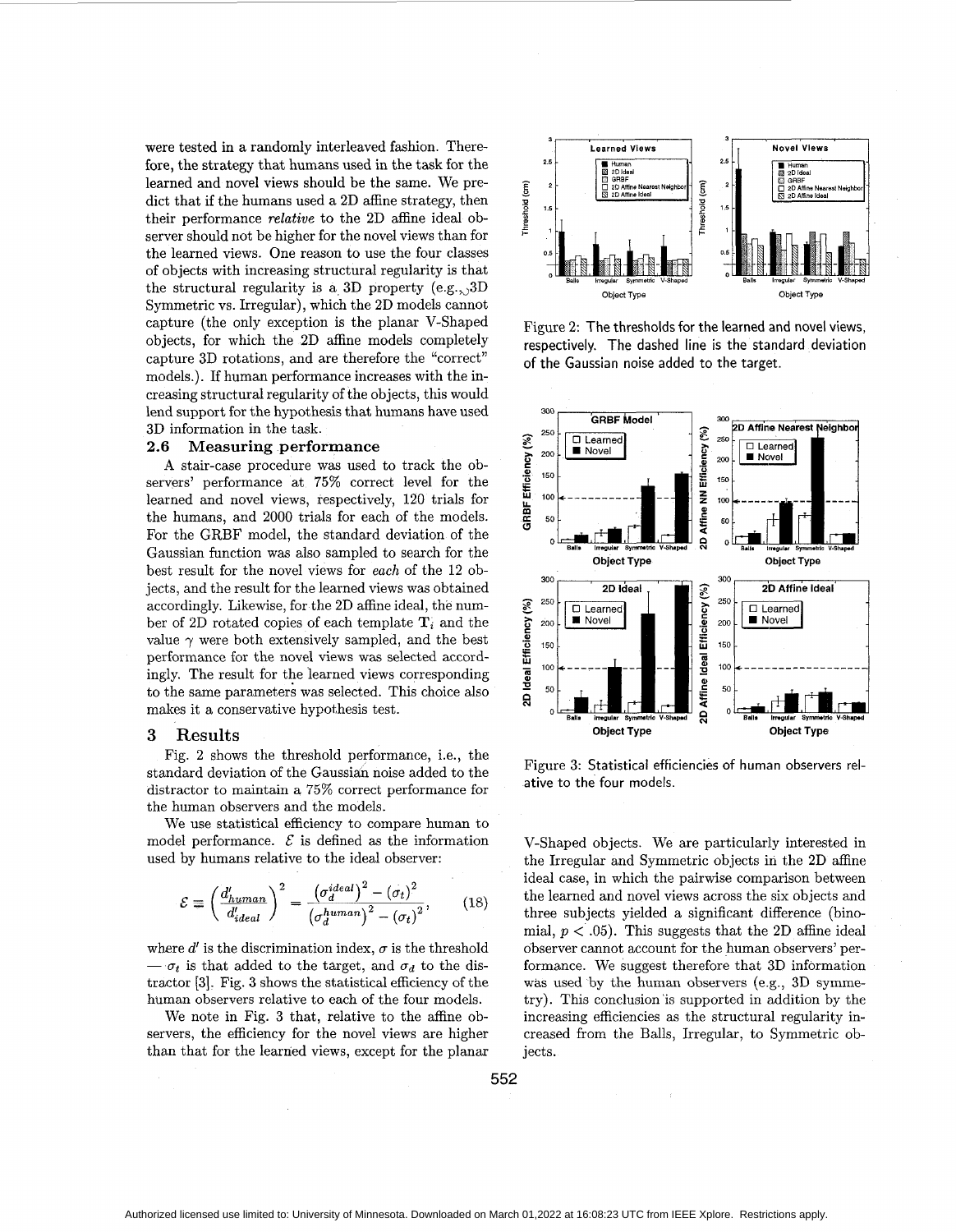were tested in a randomly interleaved fashion. Therefore, the strategy that humans used in the task for the learned and novel views should be the same. We predict that if the humans used a 2D affine strategy, then their performance *relative* to the 2D affine ideal observer should not be higher for the novel views than for the learned views. One reason to use the four classes of objects with increasing structural regularity is that the structural regularity is a 3D property (e.g., 3D Symmetric vs. Irregular), which the 2D models cannot capture (the only exception is the planar V-Shaped objects, for which the 2D affine models completely capture 3D rotations, and are therefore the "correct" models.). If human performance increases with the increasing structural regularity of the objects, this would lend support for the hypothesis that humans have used 3D information in the task.

## 2.6 Measuring performance

A stair-case procedure was used to track the observers' performance at 75% correct level for the learned and novel views, respectively, 120 trials for the humans, and 2000 trials for each of the models. For the GRBF model, the standard deviation of the Gaussian function was also sampled to search for the best result for the novel views for *each* of the 12 objects, and the result for the learned views was obtained accordingly. Likewise, for the 2D affine ideal, the number of 2D rotated copies of each template $\mathbf{T}_i$ and the value $\gamma$ were both extensively sampled, and the best performance for the novel views was selected accordingly. The result for the learned views corresponding to the same parameters was selected. This choice also makes it a conservative hypothesis test.

# 3 Results

Fig. 2 shows the threshold performance, i.e., the standard deviation of the Gaussian noise added to the distractor to maintain a 75% correct performance for the human observers and the models.

We use statistical efficiency to compare human to model performance. $\mathcal{E}$ is defined as the information used by humans relative to the ideal observer:

$$\mathcal{E} \equiv \left(\frac{d'_{human}}{d'_{ideal}}\right)^2 = \frac{\left(\sigma_d^{ideal}\right)^2 - (\sigma_t)^2}{\left(\sigma_d^{human}\right)^2 - (\sigma_t)^2}, \qquad (18)$$

where $d'$ is the discrimination index, $\sigma$ is the threshold — $\sigma_t$ is that added to the target, and $\sigma_d$ to the distractor [3]. Fig. 3 shows the statistical efficiency of the human observers relative to each of the four models.

We note in Fig. 3 that, relative to the affine observers, the efficiency for the novel views are higher than that for the learned views, except for the planar V-Shaped objects. We are particularly interested in the Irregular and Symmetric objects in the 2D affine ideal case, in which the pairwise comparison between the learned and novel views across the six objects and three subjects yielded a significant difference (binomial, $p < .05$). This suggests that the 2D affine ideal observer cannot account for the human observers' performance. We suggest therefore that 3D information was used by the human observers (e.g., 3D symmetry). This conclusion is supported in addition by the increasing efficiencies as the structural regularity increased from the Balls, Irregular, to Symmetric objects.

Figure 2: The thresholds for the learned and novel views, respectively. The dashed line is the standard deviation of the Gaussian noise added to the target.

Figure 3: Statistical efficiencies of human observers relative to the four models.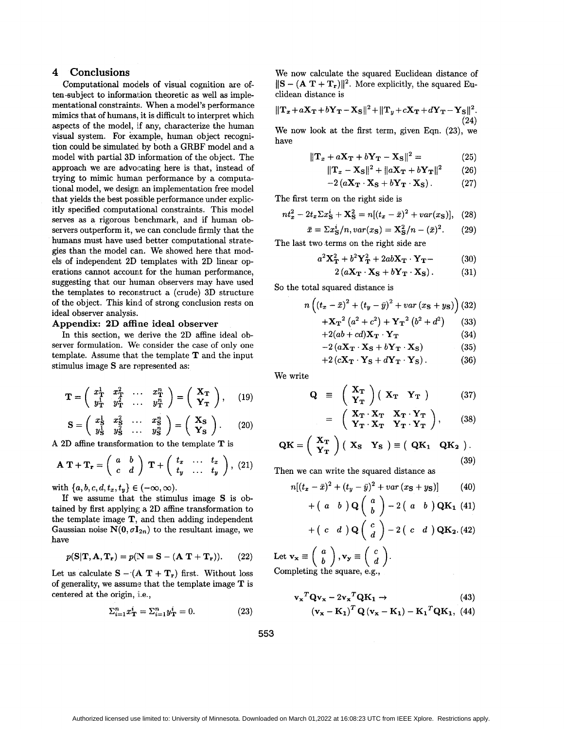## 4 Conclusions

Computational models of visual cognition are often subject to information theoretic as well as implementational constraints. When a model's performance mimics that of humans, it is difficult to interpret which aspects of the model, if any, characterize the human visual system. For example, human object recognition could be simulated by both a GRBF model and a model with partial 3D information of the object. The approach we are advocating here is that, instead of trying to mimic human performance by a computational model, we design an implementation free model that yields the best possible performance under explicitly specified computational constraints. This model serves as a rigorous benchmark, and if human observers outperform it, we can conclude firmly that the humans must have used better computational strategies than the model can. We showed here that models of independent 2D templates with 2D linear operations cannot account for the human performance, suggesting that our human observers may have used the templates to reconstruct a (crude) 3D structure of the object. This kind of strong conclusion rests on ideal observer analysis.

### Appendix: 2D affine ideal observer

In this section, we derive the 2D affine ideal observer formulation. We consider the case of only one template. Assume that the template $\mathbf{T}$ and the input stimulus image $\mathbf{S}$ are represented as:

$$\mathbf{T} = \begin{pmatrix} x_{\mathbf{T}}^1 & x_{\mathbf{T}}^2 & \cdots & x_{\mathbf{T}}^n \\ y_{\mathbf{T}}^1 & y_{\mathbf{T}}^2 & \cdots & y_{\mathbf{T}}^n \end{pmatrix} = \begin{pmatrix} \mathbf{X_T} \\ \mathbf{Y_T} \end{pmatrix}, \quad (19)$$

$$\mathbf{S} = \begin{pmatrix} x_{\mathbf{S}}^1 & x_{\mathbf{S}}^2 & \cdots & x_{\mathbf{S}}^n \\ y_{\mathbf{S}}^1 & y_{\mathbf{S}}^2 & \cdots & y_{\mathbf{S}}^n \end{pmatrix} = \begin{pmatrix} \mathbf{X_S} \\ \mathbf{Y_S} \end{pmatrix}. \quad (20)$$

A 2D affine transformation to the template $\mathbf{T}$ is

$$\mathbf{A}\,\mathbf{T} + \mathbf{T_r} = \begin{pmatrix} a & b \\ c & d \end{pmatrix} \mathbf{T} + \begin{pmatrix} t_x & \cdots & t_x \\ t_y & \cdots & t_y \end{pmatrix}, \quad (21)$$

with $\{a, b, c, d, t_x, t_y\} \in (-\infty, \infty)$.

If we assume that the stimulus image $\mathbf{S}$ is obtained by first applying a 2D affine transformation to the template image $\mathbf{T}$, and then adding independent Gaussian noise $\mathbf{N}(\mathbf{0}, \sigma\mathbf{I}_{2n})$ to the resultant image, we have

$$p(\mathbf{S}|\mathbf{T}, \mathbf{A}, \mathbf{T_r}) = p(\mathbf{N} = \mathbf{S} - (\mathbf{A}\,\mathbf{T} + \mathbf{T_r})). \quad (22)$$

Let us calculate $\mathbf{S} - (\mathbf{A}\,\mathbf{T} + \mathbf{T_r})$ first. Without loss of generality, we assume that the template image $\mathbf{T}$ is centered at the origin, i.e.,

$$\Sigma_{i=1}^n x_{\mathbf{T}}^i = \Sigma_{i=1}^n y_{\mathbf{T}}^i = 0. \quad (23)$$

We now calculate the squared Euclidean distance of $\|\mathbf{S} - (\mathbf{A}\,\mathbf{T} + \mathbf{T_r})\|^2$. More explicitly, the squared Euclidean distance is

$$\|\mathbf{T}_x + a\mathbf{X_T} + b\mathbf{Y_T} - \mathbf{X_S}\|^2 + \|\mathbf{T}_y + c\mathbf{X_T} + d\mathbf{Y_T} - \mathbf{Y_S}\|^2. \quad (24)$$

We now look at the first term, given Eqn. (23), we have

$$\|\mathbf{T}_x + a\mathbf{X_T} + b\mathbf{Y_T} - \mathbf{X_S}\|^2 = \quad (25)$$
$$\|\mathbf{T}_x - \mathbf{X_S}\|^2 + \|a\mathbf{X_T} + b\mathbf{Y_T}\|^2 \quad (26)$$
$$-2\left(a\mathbf{X_T} \cdot \mathbf{X_S} + b\mathbf{Y_T} \cdot \mathbf{X_S}\right). \quad (27)$$

The first term on the right side is

$$nt_x^2 - 2t_x\Sigma x_{\mathbf{S}}^i + \mathbf{X_S^2} = n[(t_x - \bar{x})^2 + var(x_{\mathbf{S}})], \quad (28)$$
$$\bar{x} = \Sigma x_{\mathbf{S}}^i/n, var(x_{\mathbf{S}}) = \mathbf{X_S^2}/n - (\bar{x})^2. \quad (29)$$

The last two terms on the right side are

$$a^2\mathbf{X_T^2} + b^2\mathbf{Y_T^2} + 2ab\mathbf{X_T} \cdot \mathbf{Y_T} - \quad (30)$$
$$2\left(a\mathbf{X_T} \cdot \mathbf{X_S} + b\mathbf{Y_T} \cdot \mathbf{X_S}\right). \quad (31)$$

So the total squared distance is

$$n\left((t_x - \bar{x})^2 + (t_y - \bar{y})^2 + var\left(x_{\mathbf{S}} + y_{\mathbf{S}}\right)\right) \quad (32)$$
$$+\mathbf{X_T}^2\left(a^2 + c^2\right) + \mathbf{Y_T}^2\left(b^2 + d^2\right) \quad (33)$$
$$+2(ab + cd)\mathbf{X_T} \cdot \mathbf{Y_T} \quad (34)$$
$$-2\left(a\mathbf{X_T} \cdot \mathbf{X_S} + b\mathbf{Y_T} \cdot \mathbf{X_S}\right) \quad (35)$$
$$+2\left(c\mathbf{X_T} \cdot \mathbf{Y_S} + d\mathbf{Y_T} \cdot \mathbf{Y_S}\right). \quad (36)$$

We write

$$\mathbf{Q} \equiv \begin{pmatrix} \mathbf{X_T} \\ \mathbf{Y_T} \end{pmatrix} \begin{pmatrix} \mathbf{X_T} & \mathbf{Y_T} \end{pmatrix} \quad (37)$$
$$= \begin{pmatrix} \mathbf{X_T} \cdot \mathbf{X_T} & \mathbf{X_T} \cdot \mathbf{Y_T} \\ \mathbf{Y_T} \cdot \mathbf{X_T} & \mathbf{Y_T} \cdot \mathbf{Y_T} \end{pmatrix}, \quad (38)$$

$$\mathbf{QK} = \begin{pmatrix} \mathbf{X_T} \\ \mathbf{Y_T} \end{pmatrix} \begin{pmatrix} \mathbf{X_S} & \mathbf{Y_S} \end{pmatrix} \equiv \begin{pmatrix} \mathbf{QK_1} & \mathbf{QK_2} \end{pmatrix}. \quad (39)$$

Then we can write the squared distance as

$$n[(t_x - \bar{x})^2 + (t_y - \bar{y})^2 + var\left(x_{\mathbf{S}} + y_{\mathbf{S}}\right)] \quad (40)$$
$$+\begin{pmatrix} a & b \end{pmatrix} \mathbf{Q} \begin{pmatrix} a \\ b \end{pmatrix} - 2\begin{pmatrix} a & b \end{pmatrix} \mathbf{QK_1} \quad (41)$$
$$+\begin{pmatrix} c & d \end{pmatrix} \mathbf{Q} \begin{pmatrix} c \\ d \end{pmatrix} - 2\begin{pmatrix} c & d \end{pmatrix} \mathbf{QK_2}. \quad (42)$$

Let $\mathbf{v_x} \equiv \begin{pmatrix} a \\ b \end{pmatrix}, \mathbf{v_y} \equiv \begin{pmatrix} c \\ d \end{pmatrix}$.

Completing the square, e.g.,

$$\mathbf{v_x}^T\mathbf{Q}\mathbf{v_x} - 2\mathbf{v_x}^T\mathbf{QK_1} \rightarrow \quad (43)$$
$$\left(\mathbf{v_x} - \mathbf{K_1}\right)^T \mathbf{Q}\left(\mathbf{v_x} - \mathbf{K_1}\right) - \mathbf{K_1}^T\mathbf{QK_1}, \quad (44)$$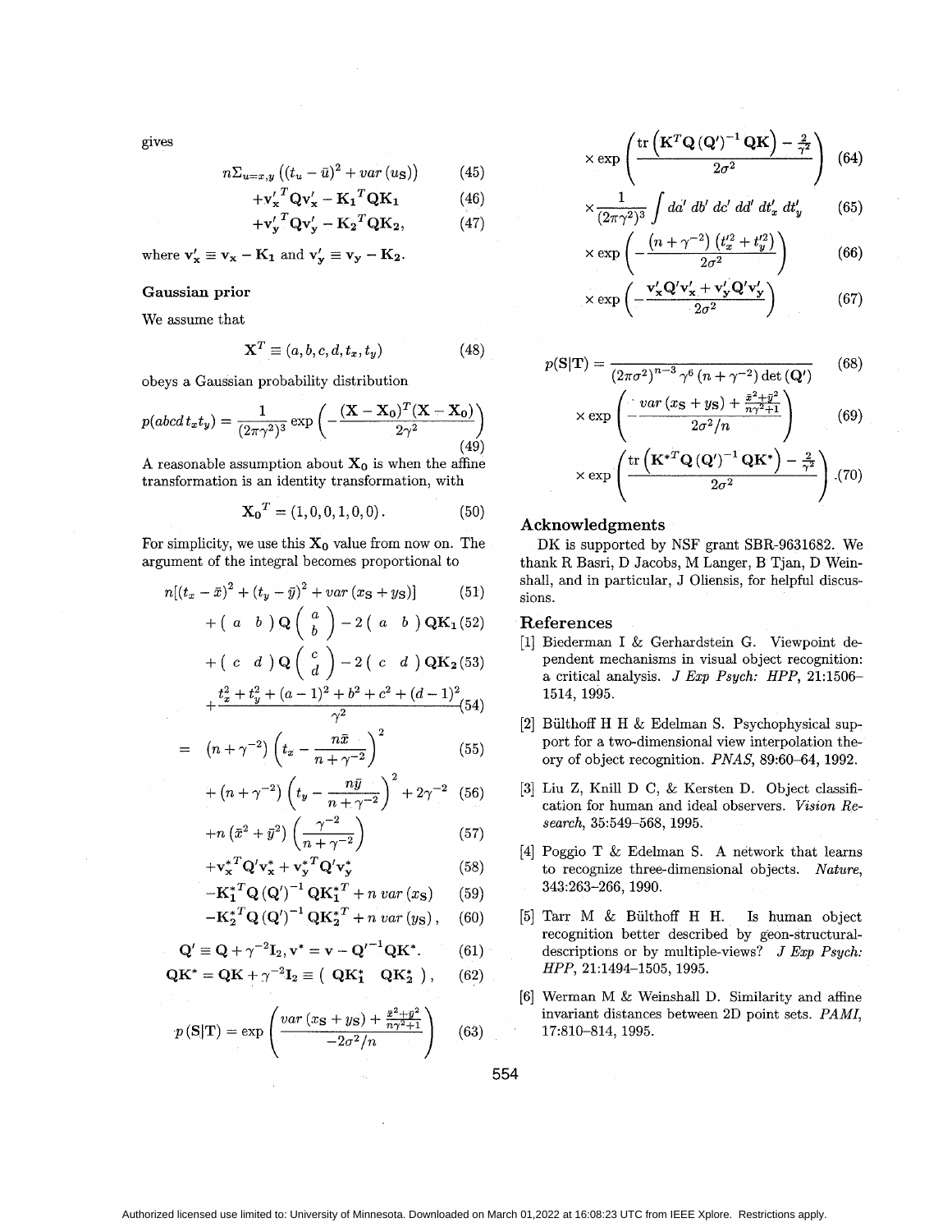gives

$$n\Sigma_{u=x,y}\left((t_u - \bar{u})^2 + var\left(u_{\mathbf{S}}\right)\right) \tag{45}$$

$$+\mathbf{v}_{\mathbf{x}}'^{T}\mathbf{Q}\mathbf{v}_{\mathbf{x}}' - \mathbf{K_1}^T\mathbf{Q}\mathbf{K_1} \tag{46}$$

$$+\mathbf{v}_{\mathbf{y}}'^{T}\mathbf{Q}\mathbf{v}_{\mathbf{y}}' - \mathbf{K_2}^T\mathbf{Q}\mathbf{K_2}, \tag{47}$$

where $\mathbf{v}_{\mathbf{x}}' \equiv \mathbf{v_x} - \mathbf{K_1}$ and $\mathbf{v}_{\mathbf{y}}' \equiv \mathbf{v_y} - \mathbf{K_2}$.

### Gaussian prior

We assume that

$$\mathbf{X}^T \equiv (a, b, c, d, t_x, t_y) \tag{48}$$

obeys a Gaussian probability distribution

$$p(abcd\,t_x t_y) = \frac{1}{(2\pi\gamma^2)^3}\exp\left(-\frac{(\mathbf{X}-\mathbf{X_0})^T(\mathbf{X}-\mathbf{X_0})}{2\gamma^2}\right) \tag{49}$$

A reasonable assumption about $\mathbf{X_0}$ is when the affine transformation is an identity transformation, with

$$\mathbf{X_0}^T = (1, 0, 0, 1, 0, 0). \tag{50}$$

For simplicity, we use this $\mathbf{X_0}$ value from now on. The argument of the integral becomes proportional to

$$n[(t_x - \bar{x})^2 + (t_y - \bar{y})^2 + var\left(x_{\mathbf{S}} + y_{\mathbf{S}}\right)] \tag{51}$$

$$+\begin{pmatrix} a & b \end{pmatrix}\mathbf{Q}\begin{pmatrix} a \\ b \end{pmatrix} - 2\begin{pmatrix} a & b \end{pmatrix}\mathbf{Q}\mathbf{K_1} \tag{52}$$

$$+\begin{pmatrix} c & d \end{pmatrix}\mathbf{Q}\begin{pmatrix} c \\ d \end{pmatrix} - 2\begin{pmatrix} c & d \end{pmatrix}\mathbf{Q}\mathbf{K_2} \tag{53}$$

$$+\frac{t_x^2 + t_y^2 + (a-1)^2 + b^2 + c^2 + (d-1)^2}{\gamma^2} \tag{54}$$

$$= \left(n + \gamma^{-2}\right)\left(t_x - \frac{n\bar{x}}{n+\gamma^{-2}}\right)^2 \tag{55}$$

$$+\left(n + \gamma^{-2}\right)\left(t_y - \frac{n\bar{y}}{n+\gamma^{-2}}\right)^2 + 2\gamma^{-2} \tag{56}$$

$$+n\left(\bar{x}^2 + \bar{y}^2\right)\left(\frac{\gamma^{-2}}{n+\gamma^{-2}}\right) \tag{57}$$

$$+\mathbf{v}_{\mathbf{x}}^{*T}\mathbf{Q}'\mathbf{v}_{\mathbf{x}}^* + \mathbf{v}_{\mathbf{y}}^{*T}\mathbf{Q}'\mathbf{v}_{\mathbf{y}}^* \tag{58}$$

$$-\mathbf{K_1^*}^T\mathbf{Q}\left(\mathbf{Q}'\right)^{-1}\mathbf{Q}\mathbf{K_1^*}^T + n\,var\left(x_{\mathbf{S}}\right) \tag{59}$$

$$-\mathbf{K_2^*}^T\mathbf{Q}\left(\mathbf{Q}'\right)^{-1}\mathbf{Q}\mathbf{K_2^*}^T + n\,var\left(y_{\mathbf{S}}\right), \tag{60}$$

$$\mathbf{Q}' \equiv \mathbf{Q} + \gamma^{-2}\mathbf{I_2}, \mathbf{v}^* = \mathbf{v} - \mathbf{Q}'^{-1}\mathbf{Q}\mathbf{K}^*. \tag{61}$$

$$\mathbf{Q}\mathbf{K}^* = \mathbf{Q}\mathbf{K} + \gamma^{-2}\mathbf{I_2} \equiv \begin{pmatrix} \mathbf{Q}\mathbf{K_1^*} & \mathbf{Q}\mathbf{K_2^*} \end{pmatrix}, \tag{62}$$

$$p\left(\mathbf{S}|\mathbf{T}\right) = \exp\left(\frac{var\left(x_{\mathbf{S}} + y_{\mathbf{S}}\right) + \frac{\bar{x}^2+\bar{y}^2}{n\gamma^2+1}}{-2\sigma^2/n}\right) \tag{63}$$

$$\times\exp\left(\frac{\mathrm{tr}\left(\mathbf{K}^T\mathbf{Q}\left(\mathbf{Q}'\right)^{-1}\mathbf{Q}\mathbf{K}\right) - \frac{2}{\gamma^2}}{2\sigma^2}\right) \tag{64}$$

$$\times\frac{1}{(2\pi\gamma^2)^3}\int da'\,db'\,dc'\,dd'\,dt_x'\,dt_y' \tag{65}$$

$$\times\exp\left(-\frac{\left(n+\gamma^{-2}\right)\left(t_x'^2 + t_y'^2\right)}{2\sigma^2}\right) \tag{66}$$

$$\times\exp\left(-\frac{\mathbf{v}_{\mathbf{x}}'\mathbf{Q}'\mathbf{v}_{\mathbf{x}}' + \mathbf{v}_{\mathbf{y}}'\mathbf{Q}'\mathbf{v}_{\mathbf{y}}'}{2\sigma^2}\right) \tag{67}$$

$$p(\mathbf{S}|\mathbf{T}) = \frac{1}{\left(2\pi\sigma^2\right)^{n-3}\gamma^6\left(n+\gamma^{-2}\right)\det\left(\mathbf{Q}'\right)} \tag{68}$$

$$\times\exp\left(-\frac{var\left(x_{\mathbf{S}} + y_{\mathbf{S}}\right) + \frac{\bar{x}^2+\bar{y}^2}{n\gamma^2+1}}{2\sigma^2/n}\right) \tag{69}$$

$$\times\exp\left(\frac{\mathrm{tr}\left(\mathbf{K}^{*T}\mathbf{Q}\left(\mathbf{Q}'\right)^{-1}\mathbf{Q}\mathbf{K}^*\right) - \frac{2}{\gamma^2}}{2\sigma^2}\right). \tag{70}$$

## Acknowledgments

DK is supported by NSF grant SBR-9631682. We thank R Basri, D Jacobs, M Langer, B Tjan, D Weinshall, and in particular, J Oliensis, for helpful discussions.

## References

[1] Biederman I & Gerhardstein G. Viewpoint dependent mechanisms in visual object recognition: a critical analysis. *J Exp Psych: HPP*, 21:1506–1514, 1995.

[2] Bülthoff H H & Edelman S. Psychophysical support for a two-dimensional view interpolation theory of object recognition. *PNAS*, 89:60–64, 1992.

[3] Liu Z, Knill D C, & Kersten D. Object classification for human and ideal observers. *Vision Research*, 35:549–568, 1995.

[4] Poggio T & Edelman S. A network that learns to recognize three-dimensional objects. *Nature*, 343:263–266, 1990.

[5] Tarr M & Bülthoff H H. Is human object recognition better described by geon-structural-descriptions or by multiple-views? *J Exp Psych: HPP*, 21:1494–1505, 1995.

[6] Werman M & Weinshall D. Similarity and affine invariant distances between 2D point sets. *PAMI*, 17:810–814, 1995.